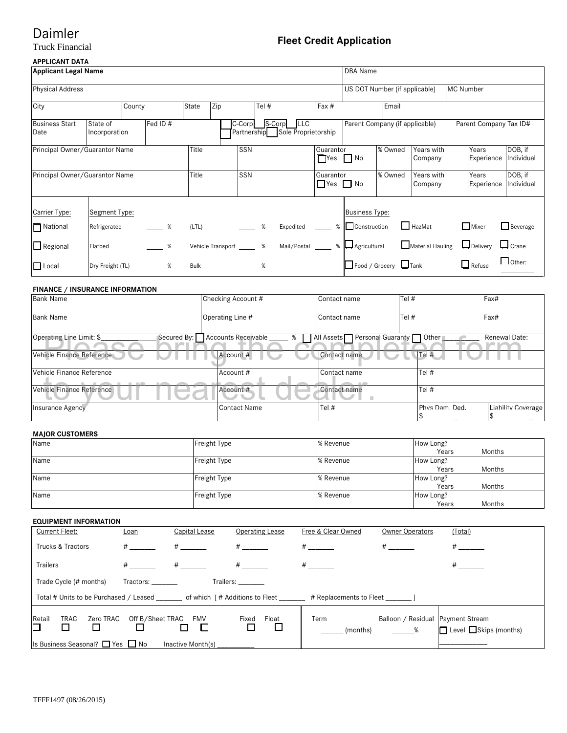Daimler
Truck Financial

# Fleet Credit Application

### APPLICANT DATA

| Applicant Legal Name | | | | DBA Name | |
|---|---|---|---|---|---|
| Physical Address | | | | US DOT Number (if applicable) | MC Number |

| City | County | State | Zip | Tel # | Fax # | Email |
|---|---|---|---|---|---|---|

| Business Start Date | State of Incorporation | Fed ID # | ☐ C-Corp ☐ S-Corp ☐ LLC ☐ Partnership ☐ Sole Proprietorship | Parent Company (if applicable) | Parent Company Tax ID# |
|---|---|---|---|---|---|

| Principal Owner/Guarantor Name | Title | SSN | Guarantor ☐ Yes ☐ No | % Owned | Years with Company | Years Experience | DOB, if Individual |
|---|---|---|---|---|---|---|---|
| Principal Owner/Guarantor Name | Title | SSN | Guarantor ☐ Yes ☐ No | % Owned | Years with Company | Years Experience | DOB, if Individual |

| Carrier Type: | Segment Type: | | | | Business Type: | | | |
|---|---|---|---|---|---|---|---|---|
| ☐ National | Refrigerated ____ % | (LTL) ____ % | Expedited ____ % | | ☐ Construction | ☐ HazMat | ☐ Mixer | ☐ Beverage |
| ☐ Regional | Flatbed ____ % | Vehicle Transport ____ % | Mail/Postal ____ % | | ☐ Agricultural | ☐ Material Hauling | ☐ Delivery | ☐ Crane |
| ☐ Local | Dry Freight (TL) ____ % | Bulk ____ % | | | ☐ Food / Grocery | ☐ Tank | ☐ Refuse | ☐ Other: ______ |

### FINANCE / INSURANCE INFORMATION

| Bank Name | Checking Account # | Contact name | Tel # | Fax# |
|---|---|---|---|---|
| Bank Name | Operating Line # | Contact name | Tel # | Fax# |

Operating Line Limit: $__________ Secured By: ☐ Accounts Receivable _____ % ☐ All Assets ☐ Personal Guaranty ☐ Other ________ Renewal Date: ________

Please bring the completed form to your nearest dealer.

| Vehicle Finance Reference | Account # | Contact name | Tel # | |
|---|---|---|---|---|
| Vehicle Finance Reference | Account # | Contact name | Tel # | |
| Vehicle Finance Reference | Account # | Contact name | Tel # | |
| Insurance Agency | Contact Name | Tel # | Phys Dam. Ded. $ ____ | Liability Coverage $ ____ |

### MAJOR CUSTOMERS

| Name | Freight Type | % Revenue | How Long? Years Months |
|---|---|---|---|
| Name | Freight Type | % Revenue | How Long? Years Months |
| Name | Freight Type | % Revenue | How Long? Years Months |
| Name | Freight Type | % Revenue | How Long? Years Months |
| Name | Freight Type | % Revenue | How Long? Years Months |

### EQUIPMENT INFORMATION

| Current Fleet: | Loan | Capital Lease | Operating Lease | Free & Clear Owned | Owner Operators | (Total) |
|---|---|---|---|---|---|---|
| Trucks & Tractors | # ______ | # ______ | # ______ | # ______ | # ______ | # ______ |
| Trailers | # ______ | # ______ | # ______ | # ______ | | # ______ |

Trade Cycle (# months) Tractors: _______ Trailers: _______

Total # Units to be Purchased / Leased _______ of which [ # Additions to Fleet _______ # Replacements to Fleet _______ ]

| Retail | TRAC | Zero TRAC | Off B/Sheet TRAC | FMV | Fixed | Float | Term | Balloon / Residual | Payment Stream |
|---|---|---|---|---|---|---|---|---|---|
| ☐ | ☐ | ☐ | ☐ | ☐ ☐ | ☐ | ☐ | ______ (months) | ______% | ☐ Level ☐ Skips (months) ____________ |

Is Business Seasonal? ☐ Yes ☐ No Inactive Month(s) __________

TFFF1497 (08/26/2015)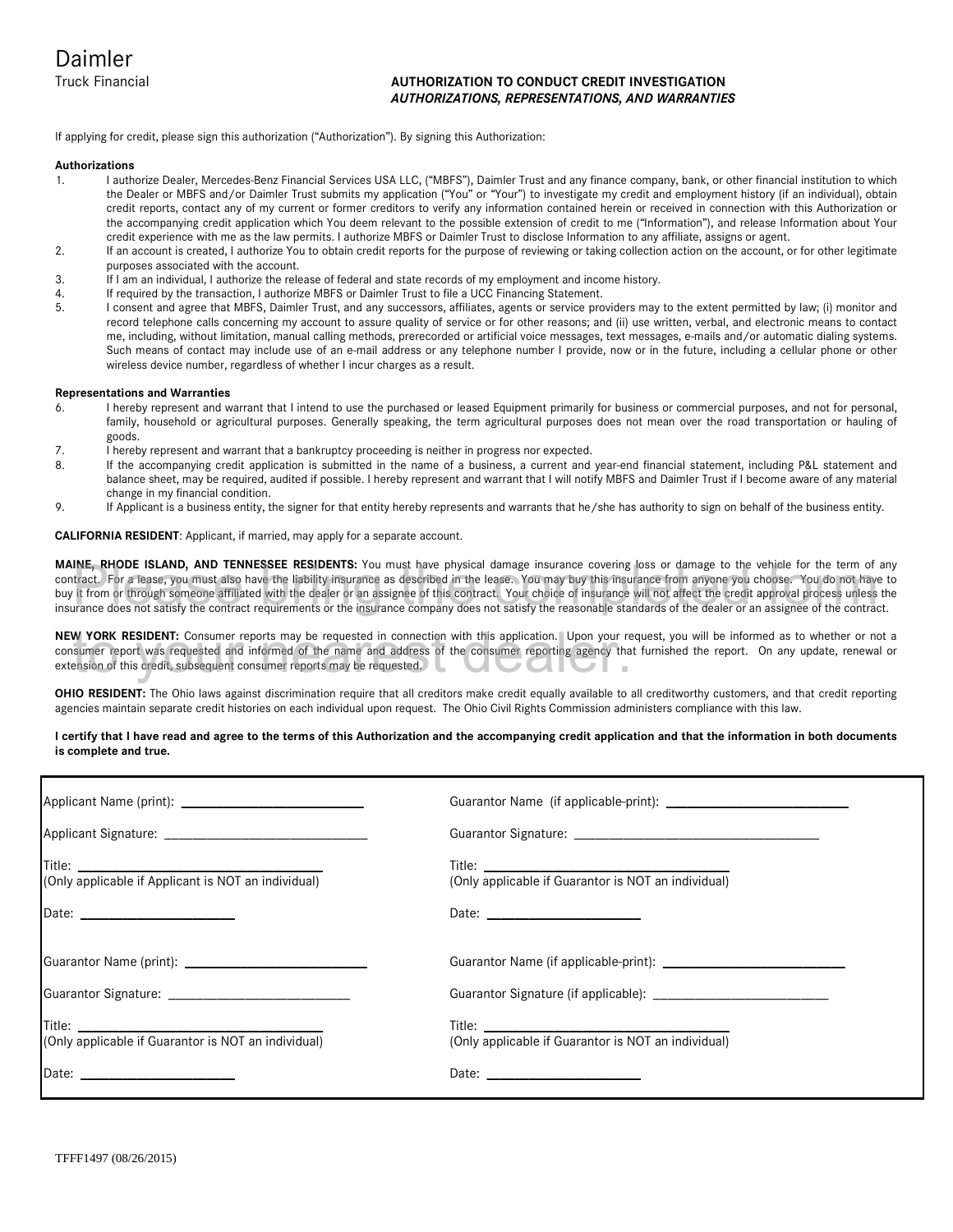Daimler
Truck Financial

**AUTHORIZATION TO CONDUCT CREDIT INVESTIGATION**
***AUTHORIZATIONS, REPRESENTATIONS, AND WARRANTIES***

If applying for credit, please sign this authorization ("Authorization"). By signing this Authorization:

**Authorizations**

1. I authorize Dealer, Mercedes-Benz Financial Services USA LLC, ("MBFS"), Daimler Trust and any finance company, bank, or other financial institution to which the Dealer or MBFS and/or Daimler Trust submits my application ("You" or "Your") to investigate my credit and employment history (if an individual), obtain credit reports, contact any of my current or former creditors to verify any information contained herein or received in connection with this Authorization or the accompanying credit application which You deem relevant to the possible extension of credit to me ("Information"), and release Information about Your credit experience with me as the law permits. I authorize MBFS or Daimler Trust to disclose Information to any affiliate, assigns or agent.
2. If an account is created, I authorize You to obtain credit reports for the purpose of reviewing or taking collection action on the account, or for other legitimate purposes associated with the account.
3. If I am an individual, I authorize the release of federal and state records of my employment and income history.
4. If required by the transaction, I authorize MBFS or Daimler Trust to file a UCC Financing Statement.
5. I consent and agree that MBFS, Daimler Trust, and any successors, affiliates, agents or service providers may to the extent permitted by law; (i) monitor and record telephone calls concerning my account to assure quality of service or for other reasons; and (ii) use written, verbal, and electronic means to contact me, including, without limitation, manual calling methods, prerecorded or artificial voice messages, text messages, e-mails and/or automatic dialing systems. Such means of contact may include use of an e-mail address or any telephone number I provide, now or in the future, including a cellular phone or other wireless device number, regardless of whether I incur charges as a result.

**Representations and Warranties**

6. I hereby represent and warrant that I intend to use the purchased or leased Equipment primarily for business or commercial purposes, and not for personal, family, household or agricultural purposes. Generally speaking, the term agricultural purposes does not mean over the road transportation or hauling of goods.
7. I hereby represent and warrant that a bankruptcy proceeding is neither in progress nor expected.
8. If the accompanying credit application is submitted in the name of a business, a current and year-end financial statement, including P&L statement and balance sheet, may be required, audited if possible. I hereby represent and warrant that I will notify MBFS and Daimler Trust if I become aware of any material change in my financial condition.
9. If Applicant is a business entity, the signer for that entity hereby represents and warrants that he/she has authority to sign on behalf of the business entity.

**CALIFORNIA RESIDENT**: Applicant, if married, may apply for a separate account.

**MAINE, RHODE ISLAND, AND TENNESSEE RESIDENTS:** You must have physical damage insurance covering loss or damage to the vehicle for the term of any contract. For a lease, you must also have the liability insurance as described in the lease. You may buy this insurance from anyone you choose. You do not have to buy it from or through someone affiliated with the dealer or an assignee of this contract. Your choice of insurance will not affect the credit approval process unless the insurance does not satisfy the contract requirements or the insurance company does not satisfy the reasonable standards of the dealer or an assignee of the contract.

**NEW YORK RESIDENT:** Consumer reports may be requested in connection with this application. Upon your request, you will be informed as to whether or not a consumer report was requested and informed of the name and address of the consumer reporting agency that furnished the report. On any update, renewal or extension of this credit, subsequent consumer reports may be requested.

Please bring the completed form to your nearest dealer.

**OHIO RESIDENT:** The Ohio laws against discrimination require that all creditors make credit equally available to all creditworthy customers, and that credit reporting agencies maintain separate credit histories on each individual upon request. The Ohio Civil Rights Commission administers compliance with this law.

**I certify that I have read and agree to the terms of this Authorization and the accompanying credit application and that the information in both documents is complete and true.**

| | |
|---|---|
| Applicant Name (print): ____________________ | Guarantor Name (if applicable-print): ____________________ |
| Applicant Signature: ____________________ | Guarantor Signature: ____________________ |
| Title: ____________________<br>(Only applicable if Applicant is NOT an individual) | Title: ____________________<br>(Only applicable if Guarantor is NOT an individual) |
| Date: ____________________ | Date: ____________________ |
| Guarantor Name (print): ____________________ | Guarantor Name (if applicable-print): ____________________ |
| Guarantor Signature: ____________________ | Guarantor Signature (if applicable): ____________________ |
| Title: ____________________<br>(Only applicable if Guarantor is NOT an individual) | Title: ____________________<br>(Only applicable if Guarantor is NOT an individual) |
| Date: ____________________ | Date: ____________________ |

TFFF1497 (08/26/2015)